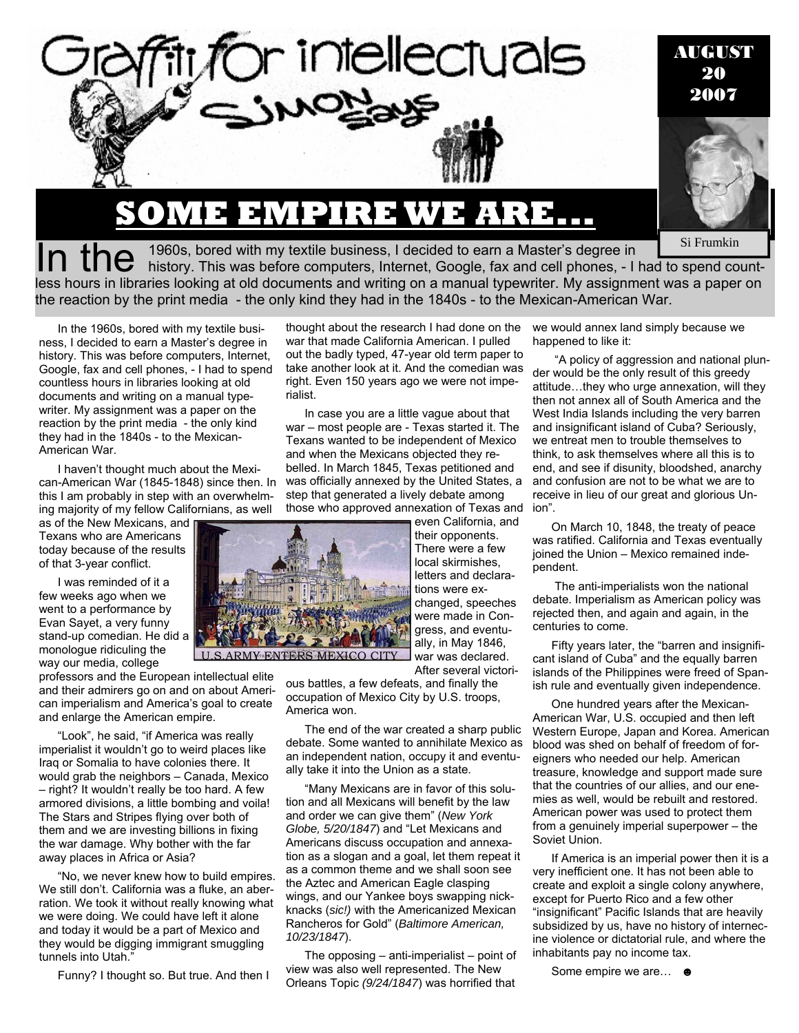# Graffiti for intellectuals — Simon Says

AUGUST 20 2007

Si Frumkin

## SOME EMPIRE WE ARE…

In the 1960s, bored with my textile business, I decided to earn a Master's degree in history. This was before computers, Internet, Google, fax and cell phones, - I had to spend countless hours in libraries looking at old documents and writing on a manual typewriter. My assignment was a paper on the reaction by the print media - the only kind they had in the 1840s - to the Mexican-American War.

In the 1960s, bored with my textile business, I decided to earn a Master's degree in history. This was before computers, Internet, Google, fax and cell phones, - I had to spend countless hours in libraries looking at old documents and writing on a manual typewriter. My assignment was a paper on the reaction by the print media - the only kind they had in the 1840s - to the Mexican-American War.

I haven't thought much about the Mexican-American War (1845-1848) since then. In this I am probably in step with an overwhelming majority of my fellow Californians, as well as of the New Mexicans, and Texans who are Americans today because of the results of that 3-year conflict.

I was reminded of it a few weeks ago when we went to a performance by Evan Sayet, a very funny stand-up comedian. He did a monologue ridiculing the way our media, college professors and the European intellectual elite and their admirers go on and on about American imperialism and America's goal to create and enlarge the American empire.

"Look", he said, "if America was really imperialist it wouldn't go to weird places like Iraq or Somalia to have colonies there. It would grab the neighbors – Canada, Mexico – right? It wouldn't really be too hard. A few armored divisions, a little bombing and voila! The Stars and Stripes flying over both of them and we are investing billions in fixing the war damage. Why bother with the far away places in Africa or Asia?

"No, we never knew how to build empires. We still don't. California was a fluke, an aberration. We took it without really knowing what we were doing. We could have left it alone and today it would be a part of Mexico and they would be digging immigrant smuggling tunnels into Utah."

Funny? I thought so. But true. And then I thought about the research I had done on the war that made California American. I pulled out the badly typed, 47-year old term paper to take another look at it. And the comedian was right. Even 150 years ago we were not imperialist.

In case you are a little vague about that war – most people are - Texas started it. The Texans wanted to be independent of Mexico and when the Mexicans objected they rebelled. In March 1845, Texas petitioned and was officially annexed by the United States, a step that generated a lively debate among those who approved annexation of Texas and even California, and their opponents. There were a few local skirmishes, letters and declarations were exchanged, speeches were made in Congress, and eventually, in May 1846, war was declared. After several victorious battles, a few defeats, and finally the occupation of Mexico City by U.S. troops, America won.

U.S. ARMY ENTERS MEXICO CITY

The end of the war created a sharp public debate. Some wanted to annihilate Mexico as an independent nation, occupy it and eventually take it into the Union as a state.

"Many Mexicans are in favor of this solution and all Mexicans will benefit by the law and order we can give them" (*New York Globe, 5/20/1847*) and "Let Mexicans and Americans discuss occupation and annexation as a slogan and a goal, let them repeat it as a common theme and we shall soon see the Aztec and American Eagle clasping wings, and our Yankee boys swapping nickknacks (*sic!*) with the Americanized Mexican Rancheros for Gold" (*Baltimore American, 10/23/1847*).

The opposing – anti-imperialist – point of view was also well represented. The New Orleans Topic *(9/24/1847*) was horrified that we would annex land simply because we happened to like it:

"A policy of aggression and national plunder would be the only result of this greedy attitude…they who urge annexation, will they then not annex all of South America and the West India Islands including the very barren and insignificant island of Cuba? Seriously, we entreat men to trouble themselves to think, to ask themselves where all this is to end, and see if disunity, bloodshed, anarchy and confusion are not to be what we are to receive in lieu of our great and glorious Union".

On March 10, 1848, the treaty of peace was ratified. California and Texas eventually joined the Union – Mexico remained independent.

The anti-imperialists won the national debate. Imperialism as American policy was rejected then, and again and again, in the centuries to come.

Fifty years later, the "barren and insignificant island of Cuba" and the equally barren islands of the Philippines were freed of Spanish rule and eventually given independence.

One hundred years after the Mexican-American War, U.S. occupied and then left Western Europe, Japan and Korea. American blood was shed on behalf of freedom of foreigners who needed our help. American treasure, knowledge and support made sure that the countries of our allies, and our enemies as well, would be rebuilt and restored. American power was used to protect them from a genuinely imperial superpower – the Soviet Union.

If America is an imperial power then it is a very inefficient one. It has not been able to create and exploit a single colony anywhere, except for Puerto Rico and a few other "insignificant" Pacific Islands that are heavily subsidized by us, have no history of internecine violence or dictatorial rule, and where the inhabitants pay no income tax.

Some empire we are… ☻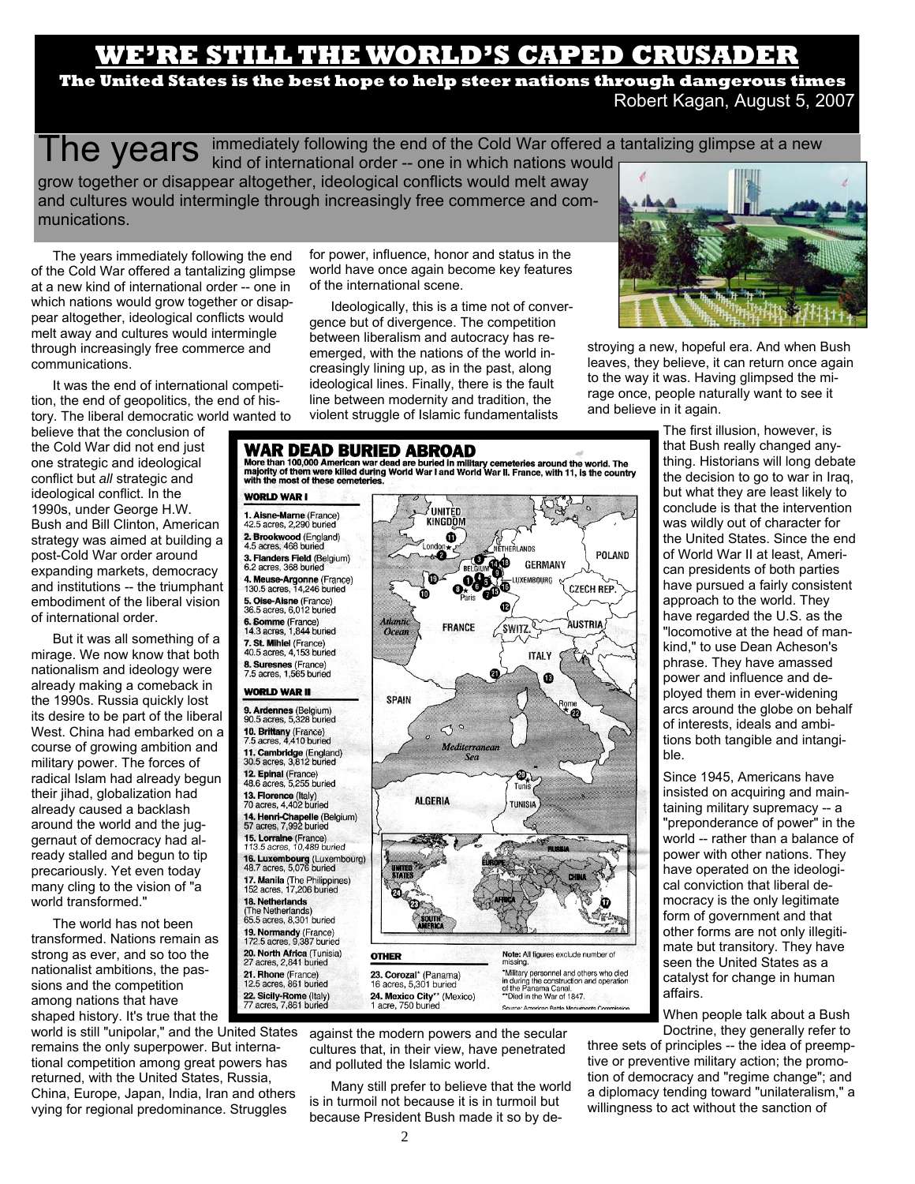# WE'RE STILL THE WORLD'S CAPED CRUSADER

**The United States is the best hope to help steer nations through dangerous times**

Robert Kagan, August 5, 2007

The years immediately following the end of the Cold War offered a tantalizing glimpse at a new kind of international order -- one in which nations would grow together or disappear altogether, ideological conflicts would melt away and cultures would intermingle through increasingly free commerce and communications.

The years immediately following the end of the Cold War offered a tantalizing glimpse at a new kind of international order -- one in which nations would grow together or disappear altogether, ideological conflicts would melt away and cultures would intermingle through increasingly free commerce and communications.

It was the end of international competition, the end of geopolitics, the end of history. The liberal democratic world wanted to believe that the conclusion of the Cold War did not end just one strategic and ideological conflict but *all* strategic and ideological conflict. In the 1990s, under George H.W. Bush and Bill Clinton, American strategy was aimed at building a post-Cold War order around expanding markets, democracy and institutions -- the triumphant embodiment of the liberal vision of international order.

But it was all something of a mirage. We now know that both nationalism and ideology were already making a comeback in the 1990s. Russia quickly lost its desire to be part of the liberal West. China had embarked on a course of growing ambition and military power. The forces of radical Islam had already begun their jihad, globalization had already caused a backlash around the world and the juggernaut of democracy had already stalled and begun to tip precariously. Yet even today many cling to the vision of "a world transformed."

The world has not been transformed. Nations remain as strong as ever, and so too the nationalist ambitions, the passions and the competition among nations that have shaped history. It's true that the world is still "unipolar," and the United States remains the only superpower. But international competition among great powers has returned, with the United States, Russia, China, Europe, Japan, India, Iran and others vying for regional predominance. Struggles for power, influence, honor and status in the world have once again become key features of the international scene.

Ideologically, this is a time not of convergence but of divergence. The competition between liberalism and autocracy has reemerged, with the nations of the world increasingly lining up, as in the past, along ideological lines. Finally, there is the fault line between modernity and tradition, the violent struggle of Islamic fundamentalists against the modern powers and the secular cultures that, in their view, have penetrated and polluted the Islamic world.

Many still prefer to believe that the world is in turmoil not because it is in turmoil but because President Bush made it so by destroying a new, hopeful era. And when Bush leaves, they believe, it can return once again to the way it was. Having glimpsed the mirage once, people naturally want to see it and believe in it again.

**WAR DEAD BURIED ABROAD**

**More than 100,000 American war dead are buried in military cemeteries around the world. The majority of them were killed during World War I and World War II. France, with 11, is the country with the most of these cemeteries.**

**WORLD WAR I**

1. **Aisne-Marne** (France) 42.5 acres, 2,290 buried
2. **Brookwood** (England) 4.5 acres, 468 buried
3. **Flanders Field** (Belgium) 6.2 acres, 368 buried
4. **Meuse-Argonne** (France) 130.5 acres, 14,246 buried
5. **Oise-Aisne** (France) 36.5 acres, 6,012 buried
6. **Somme** (France) 14.3 acres, 1,844 buried
7. **St. Mihiel** (France) 40.5 acres, 4,153 buried
8. **Suresnes** (France) 7.5 acres, 1,565 buried

**WORLD WAR II**

9. **Ardennes** (Belgium) 90.5 acres, 5,328 buried
10. **Brittany** (France) 7.5 acres, 4,410 buried
11. **Cambridge** (England) 30.5 acres, 3,812 buried
12. **Epinal** (France) 48.6 acres, 5,255 buried
13. **Florence** (Italy) 70 acres, 4,402 buried
14. **Henri-Chapelle** (Belgium) 57 acres, 7,992 buried
15. **Lorraine** (France) 113.5 acres, 10,489 buried
16. **Luxembourg** (Luxembourg) 48.7 acres, 5,076 buried
17. **Manila** (The Philippines) 152 acres, 17,206 buried
18. **Netherlands** (The Netherlands) 65.5 acres, 8,301 buried
19. **Normandy** (France) 172.5 acres, 9,387 buried
20. **North Africa** (Tunisia) 27 acres, 2,841 buried
21. **Rhone** (France) 12.5 acres, 861 buried
22. **Sicily-Rome** (Italy) 77 acres, 7,861 buried

**OTHER**

23. **Corozal*** (Panama) 16 acres, 5,301 buried
24. **Mexico City**** (Mexico) 1 acre, 750 buried

Note: All figures exclude number of missing.

*Military personnel and others who died in during the construction and operation of the Panama Canal.

**Died in the War of 1847.

Source: American Battle Monuments Commission

The first illusion, however, is that Bush really changed anything. Historians will long debate the decision to go to war in Iraq, but what they are least likely to conclude is that the intervention was wildly out of character for the United States. Since the end of World War II at least, American presidents of both parties have pursued a fairly consistent approach to the world. They have regarded the U.S. as the "locomotive at the head of mankind," to use Dean Acheson's phrase. They have amassed power and influence and deployed them in ever-widening arcs around the globe on behalf of interests, ideals and ambitions both tangible and intangible.

Since 1945, Americans have insisted on acquiring and maintaining military supremacy -- a "preponderance of power" in the world -- rather than a balance of power with other nations. They have operated on the ideological conviction that liberal democracy is the only legitimate form of government and that other forms are not only illegitimate but transitory. They have seen the United States as a catalyst for change in human affairs.

When people talk about a Bush Doctrine, they generally refer to three sets of principles -- the idea of preemptive or preventive military action; the promotion of democracy and "regime change"; and a diplomacy tending toward "unilateralism," a willingness to act without the sanction of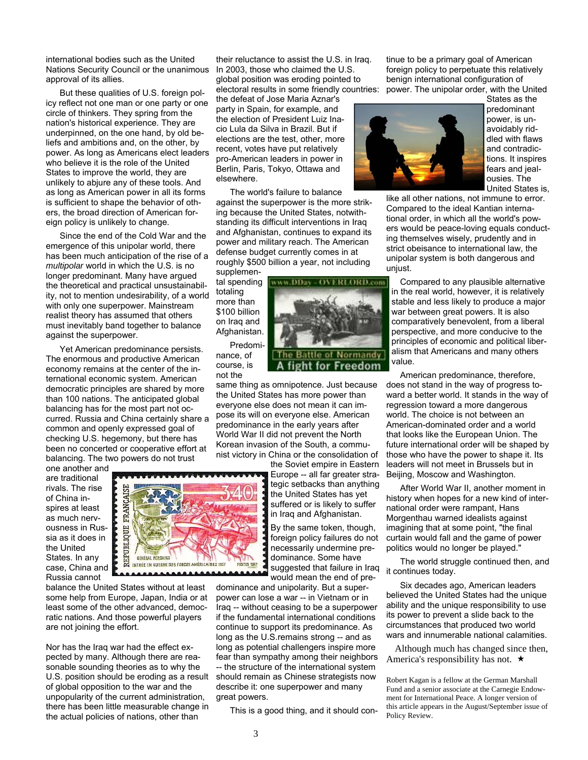international bodies such as the United Nations Security Council or the unanimous approval of its allies.

But these qualities of U.S. foreign policy reflect not one man or one party or one circle of thinkers. They spring from the nation's historical experience. They are underpinned, on the one hand, by old beliefs and ambitions and, on the other, by power. As long as Americans elect leaders who believe it is the role of the United States to improve the world, they are unlikely to abjure any of these tools. And as long as American power in all its forms is sufficient to shape the behavior of others, the broad direction of American foreign policy is unlikely to change.

Since the end of the Cold War and the emergence of this unipolar world, there has been much anticipation of the rise of a *multipolar* world in which the U.S. is no longer predominant. Many have argued the theoretical and practical unsustainability, not to mention undesirability, of a world with only one superpower. Mainstream realist theory has assumed that others must inevitably band together to balance against the superpower.

Yet American predominance persists. The enormous and productive American economy remains at the center of the international economic system. American democratic principles are shared by more than 100 nations. The anticipated global balancing has for the most part not occurred. Russia and China certainly share a common and openly expressed goal of checking U.S. hegemony, but there has been no concerted or cooperative effort at balancing. The two powers do not trust one another and are traditional rivals. The rise of China inspires at least as much nervousness in Russia as it does in the United States. In any case, China and Russia cannot balance the United States without at least some help from Europe, Japan, India or at least some of the other advanced, democratic nations. And those powerful players are not joining the effort.

Nor has the Iraq war had the effect expected by many. Although there are reasonable sounding theories as to why the U.S. position should be eroding as a result of global opposition to the war and the unpopularity of the current administration, there has been little measurable change in the actual policies of nations, other than their reluctance to assist the U.S. in Iraq. In 2003, those who claimed the U.S. global position was eroding pointed to electoral results in some friendly countries: the defeat of Jose Maria Aznar's party in Spain, for example, and the election of President Luiz Inacio Lula da Silva in Brazil. But if elections are the test, other, more recent, votes have put relatively pro-American leaders in power in Berlin, Paris, Tokyo, Ottawa and elsewhere.

The world's failure to balance against the superpower is the more striking because the United States, notwithstanding its difficult interventions in Iraq and Afghanistan, continues to expand its power and military reach. The American defense budget currently comes in at roughly $500 billion a year, not including supplemental spending totaling more than $100 billion on Iraq and Afghanistan.

Predominance, of course, is not the same thing as omnipotence. Just because the United States has more power than everyone else does not mean it can impose its will on everyone else. American predominance in the early years after World War II did not prevent the North Korean invasion of the South, a communist victory in China or the consolidation of the Soviet empire in Eastern Europe -- all far greater strategic setbacks than anything the United States has yet suffered or is likely to suffer in Iraq and Afghanistan.

By the same token, though, foreign policy failures do not necessarily undermine predominance. Some have suggested that failure in Iraq would mean the end of predominance and unipolarity. But a superpower can lose a war -- in Vietnam or in Iraq -- without ceasing to be a superpower if the fundamental international conditions continue to support its predominance. As long as the U.S.remains strong -- and as long as potential challengers inspire more fear than sympathy among their neighbors -- the structure of the international system should remain as Chinese strategists now describe it: one superpower and many great powers.

This is a good thing, and it should continue to be a primary goal of American foreign policy to perpetuate this relatively benign international configuration of power. The unipolar order, with the United States as the predominant power, is unavoidably riddled with flaws and contradictions. It inspires fears and jealousies. The United States is, like all other nations, not immune to error. Compared to the ideal Kantian international order, in which all the world's powers would be peace-loving equals conducting themselves wisely, prudently and in strict obeisance to international law, the unipolar system is both dangerous and unjust.

Compared to any plausible alternative in the real world, however, it is relatively stable and less likely to produce a major war between great powers. It is also comparatively benevolent, from a liberal perspective, and more conducive to the principles of economic and political liberalism that Americans and many others value.

American predominance, therefore, does not stand in the way of progress toward a better world. It stands in the way of regression toward a more dangerous world. The choice is not between an American-dominated order and a world that looks like the European Union. The future international order will be shaped by those who have the power to shape it. Its leaders will not meet in Brussels but in Beijing, Moscow and Washington.

After World War II, another moment in history when hopes for a new kind of international order were rampant, Hans Morgenthau warned idealists against imagining that at some point, "the final curtain would fall and the game of power politics would no longer be played."

The world struggle continued then, and it continues today.

Six decades ago, American leaders believed the United States had the unique ability and the unique responsibility to use its power to prevent a slide back to the circumstances that produced two world wars and innumerable national calamities.

Although much has changed since then, America's responsibility has not. ★

Robert Kagan is a fellow at the German Marshall Fund and a senior associate at the Carnegie Endowment for International Peace. A longer version of this article appears in the August/September issue of Policy Review.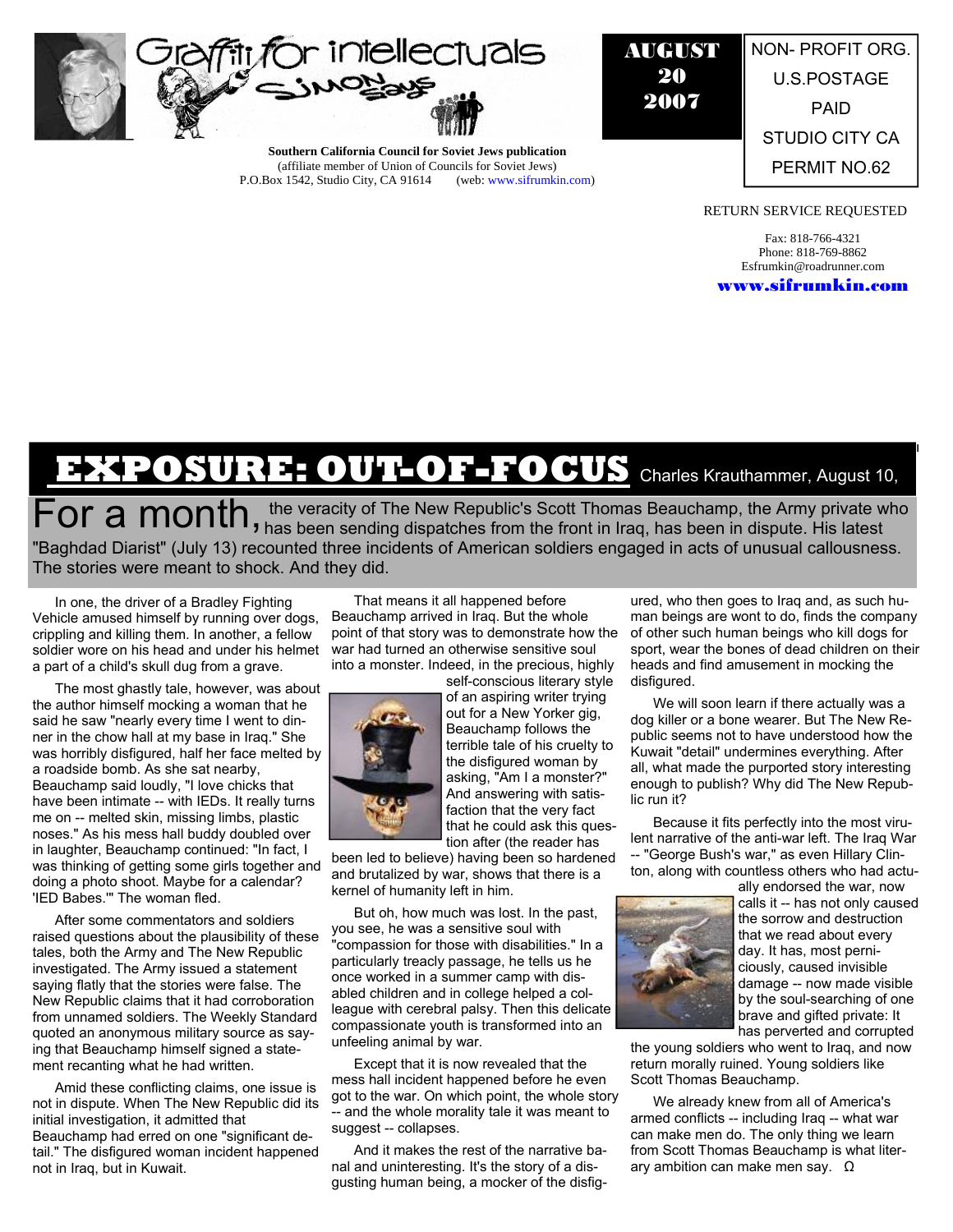# Graffiti for intellectuals

SIMON Says

**Southern California Council for Soviet Jews publication**
(affiliate member of Union of Councils for Soviet Jews)
P.O.Box 1542, Studio City, CA 91614 (web: www.sifrumkin.com)

**AUGUST 20 2007**

NON- PROFIT ORG.
U.S.POSTAGE
PAID
STUDIO CITY CA
PERMIT NO.62

RETURN SERVICE REQUESTED

Fax: 818-766-4321
Phone: 818-769-8862
Esfrumkin@roadrunner.com

**www.sifrumkin.com**

## EXPOSURE: OUT-OF-FOCUS

Charles Krauthammer, August 10,

For a month, the veracity of The New Republic's Scott Thomas Beauchamp, the Army private who has been sending dispatches from the front in Iraq, has been in dispute. His latest "Baghdad Diarist" (July 13) recounted three incidents of American soldiers engaged in acts of unusual callousness. The stories were meant to shock. And they did.

In one, the driver of a Bradley Fighting Vehicle amused himself by running over dogs, crippling and killing them. In another, a fellow soldier wore on his head and under his helmet a part of a child's skull dug from a grave.

The most ghastly tale, however, was about the author himself mocking a woman that he said he saw "nearly every time I went to dinner in the chow hall at my base in Iraq." She was horribly disfigured, half her face melted by a roadside bomb. As she sat nearby, Beauchamp said loudly, "I love chicks that have been intimate -- with IEDs. It really turns me on -- melted skin, missing limbs, plastic noses." As his mess hall buddy doubled over in laughter, Beauchamp continued: "In fact, I was thinking of getting some girls together and doing a photo shoot. Maybe for a calendar? 'IED Babes.'" The woman fled.

After some commentators and soldiers raised questions about the plausibility of these tales, both the Army and The New Republic investigated. The Army issued a statement saying flatly that the stories were false. The New Republic claims that it had corroboration from unnamed soldiers. The Weekly Standard quoted an anonymous military source as saying that Beauchamp himself signed a statement recanting what he had written.

Amid these conflicting claims, one issue is not in dispute. When The New Republic did its initial investigation, it admitted that Beauchamp had erred on one "significant detail." The disfigured woman incident happened not in Iraq, but in Kuwait.

That means it all happened before Beauchamp arrived in Iraq. But the whole point of that story was to demonstrate how the war had turned an otherwise sensitive soul into a monster. Indeed, in the precious, highly self-conscious literary style of an aspiring writer trying out for a New Yorker gig, Beauchamp follows the terrible tale of his cruelty to the disfigured woman by asking, "Am I a monster?" And answering with satisfaction that the very fact that he could ask this question after (the reader has been led to believe) having been so hardened and brutalized by war, shows that there is a kernel of humanity left in him.

But oh, how much was lost. In the past, you see, he was a sensitive soul with "compassion for those with disabilities." In a particularly treacly passage, he tells us he once worked in a summer camp with disabled children and in college helped a colleague with cerebral palsy. Then this delicate compassionate youth is transformed into an unfeeling animal by war.

Except that it is now revealed that the mess hall incident happened before he even got to the war. On which point, the whole story -- and the whole morality tale it was meant to suggest -- collapses.

And it makes the rest of the narrative banal and uninteresting. It's the story of a disgusting human being, a mocker of the disfigured, who then goes to Iraq and, as such human beings are wont to do, finds the company of other such human beings who kill dogs for sport, wear the bones of dead children on their heads and find amusement in mocking the disfigured.

We will soon learn if there actually was a dog killer or a bone wearer. But The New Republic seems not to have understood how the Kuwait "detail" undermines everything. After all, what made the purported story interesting enough to publish? Why did The New Republic run it?

Because it fits perfectly into the most virulent narrative of the anti-war left. The Iraq War -- "George Bush's war," as even Hillary Clinton, along with countless others who had actually endorsed the war, now calls it -- has not only caused the sorrow and destruction that we read about every day. It has, most perniciously, caused invisible damage -- now made visible by the soul-searching of one brave and gifted private: It has perverted and corrupted the young soldiers who went to Iraq, and now return morally ruined. Young soldiers like Scott Thomas Beauchamp.

We already knew from all of America's armed conflicts -- including Iraq -- what war can make men do. The only thing we learn from Scott Thomas Beauchamp is what literary ambition can make men say. Ω